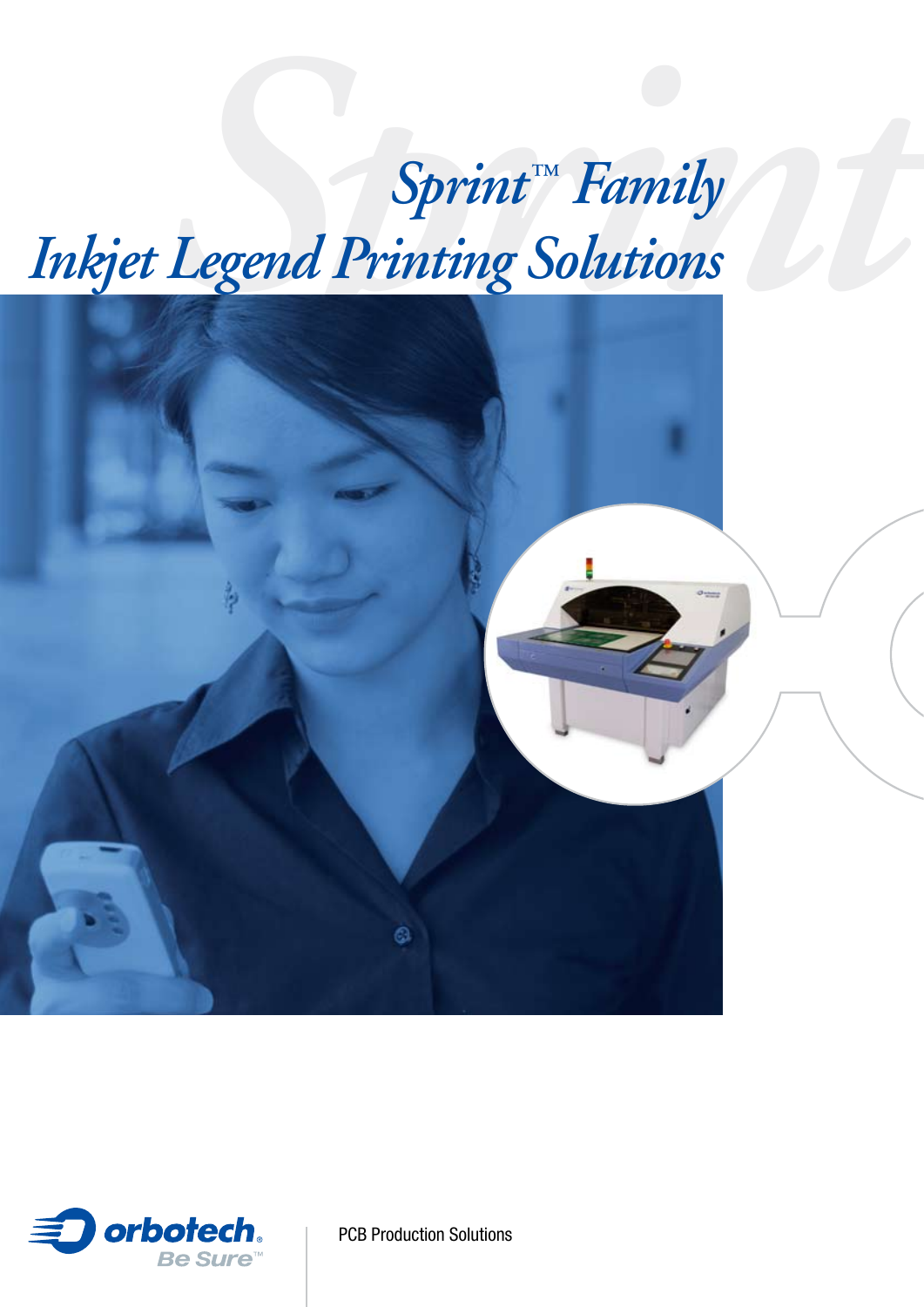# Sprint™ Family

# Inkjet Legend Printing Solutions

orbotech

Be Sure™

PCB Production Solutions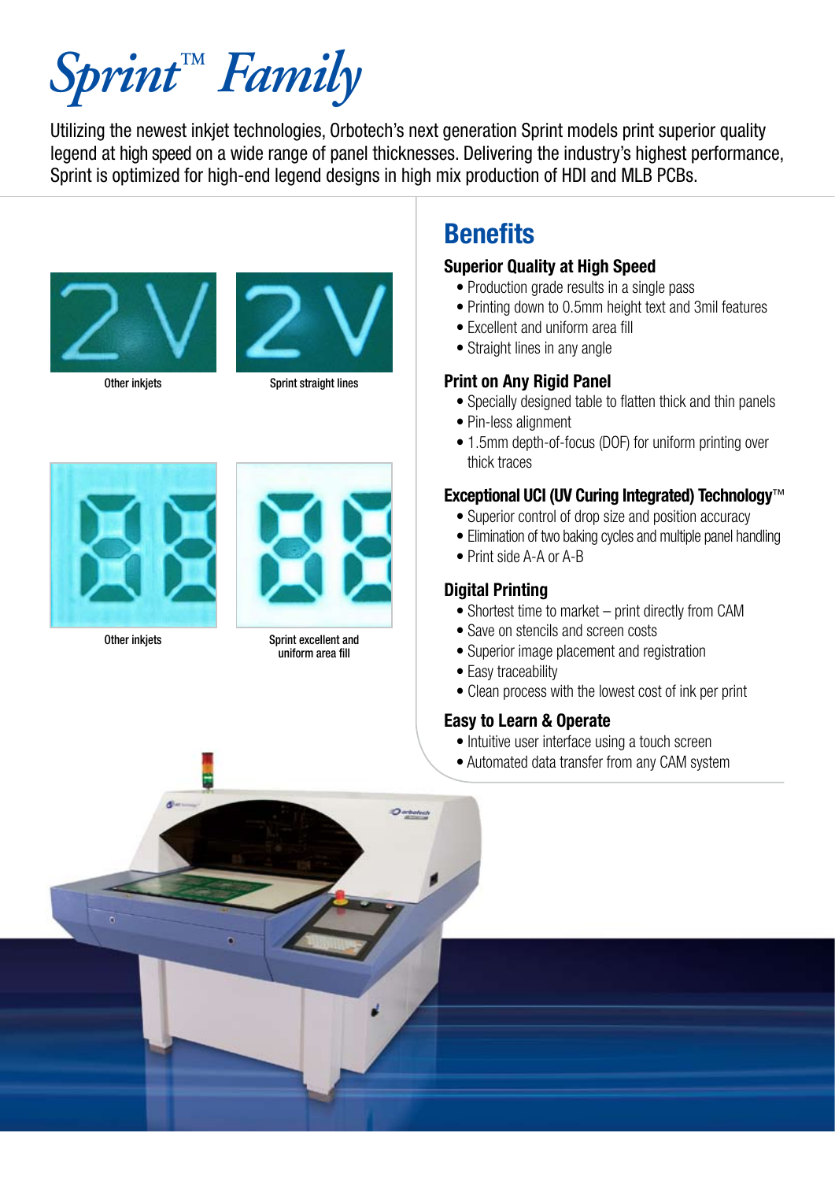# Sprint™ Family

Utilizing the newest inkjet technologies, Orbotech's next generation Sprint models print superior quality legend at high speed on a wide range of panel thicknesses. Delivering the industry's highest performance, Sprint is optimized for high-end legend designs in high mix production of HDI and MLB PCBs.

Other inkjets

Sprint straight lines

Other inkjets

Sprint excellent and uniform area fill

## Benefits

### Superior Quality at High Speed

- Production grade results in a single pass
- Printing down to 0.5mm height text and 3mil features
- Excellent and uniform area fill
- Straight lines in any angle

### Print on Any Rigid Panel

- Specially designed table to flatten thick and thin panels
- Pin-less alignment
- 1.5mm depth-of-focus (DOF) for uniform printing over thick traces

### Exceptional UCI (UV Curing Integrated) Technology™

- Superior control of drop size and position accuracy
- Elimination of two baking cycles and multiple panel handling
- Print side A-A or A-B

### Digital Printing

- Shortest time to market – print directly from CAM
- Save on stencils and screen costs
- Superior image placement and registration
- Easy traceability
- Clean process with the lowest cost of ink per print

### Easy to Learn & Operate

- Intuitive user interface using a touch screen
- Automated data transfer from any CAM system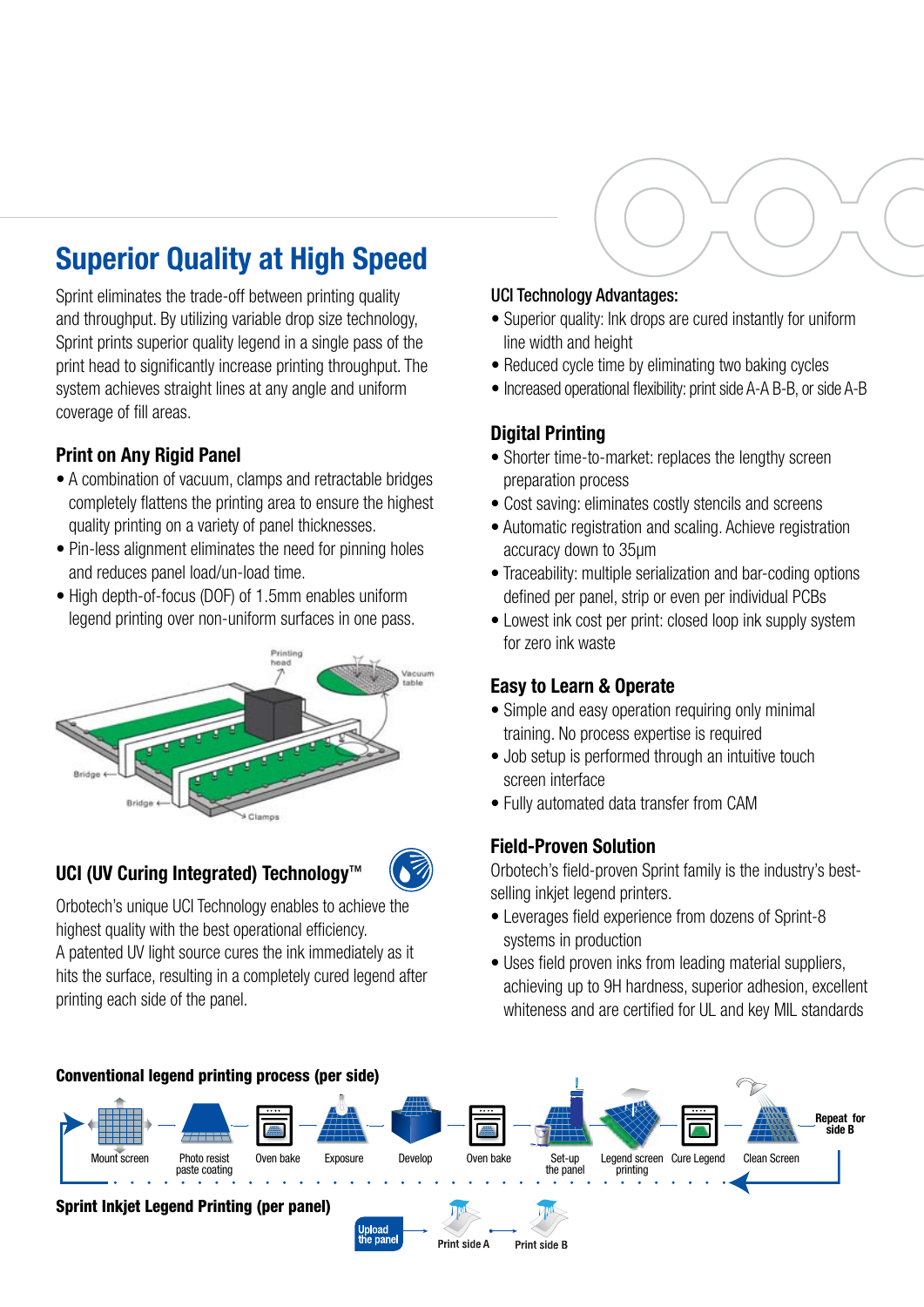## Superior Quality at High Speed

Sprint eliminates the trade-off between printing quality and throughput. By utilizing variable drop size technology, Sprint prints superior quality legend in a single pass of the print head to significantly increase printing throughput. The system achieves straight lines at any angle and uniform coverage of fill areas.

### Print on Any Rigid Panel

- A combination of vacuum, clamps and retractable bridges completely flattens the printing area to ensure the highest quality printing on a variety of panel thicknesses.
- Pin-less alignment eliminates the need for pinning holes and reduces panel load/un-load time.
- High depth-of-focus (DOF) of 1.5mm enables uniform legend printing over non-uniform surfaces in one pass.

Printing head
Vacuum table
Bridge
Bridge
Clamps

### UCI (UV Curing Integrated) Technology™

Orbotech's unique UCI Technology enables to achieve the highest quality with the best operational efficiency.
A patented UV light source cures the ink immediately as it hits the surface, resulting in a completely cured legend after printing each side of the panel.

### UCI Technology Advantages:

- Superior quality: Ink drops are cured instantly for uniform line width and height
- Reduced cycle time by eliminating two baking cycles
- Increased operational flexibility: print side A-A B-B, or side A-B

### Digital Printing

- Shorter time-to-market: replaces the lengthy screen preparation process
- Cost saving: eliminates costly stencils and screens
- Automatic registration and scaling. Achieve registration accuracy down to 35µm
- Traceability: multiple serialization and bar-coding options defined per panel, strip or even per individual PCBs
- Lowest ink cost per print: closed loop ink supply system for zero ink waste

### Easy to Learn & Operate

- Simple and easy operation requiring only minimal training. No process expertise is required
- Job setup is performed through an intuitive touch screen interface
- Fully automated data transfer from CAM

### Field-Proven Solution

Orbotech's field-proven Sprint family is the industry's best-selling inkjet legend printers.

- Leverages field experience from dozens of Sprint-8 systems in production
- Uses field proven inks from leading material suppliers, achieving up to 9H hardness, superior adhesion, excellent whiteness and are certified for UL and key MIL standards

**Conventional legend printing process (per side)**

Mount screen → Photo resist paste coating → Oven bake → Exposure → Develop → Oven bake → Set-up the panel → Legend screen printing → Cure Legend → Clean Screen → Repeat for side B

**Sprint Inkjet Legend Printing (per panel)**

Upload the panel → Print side A → Print side B